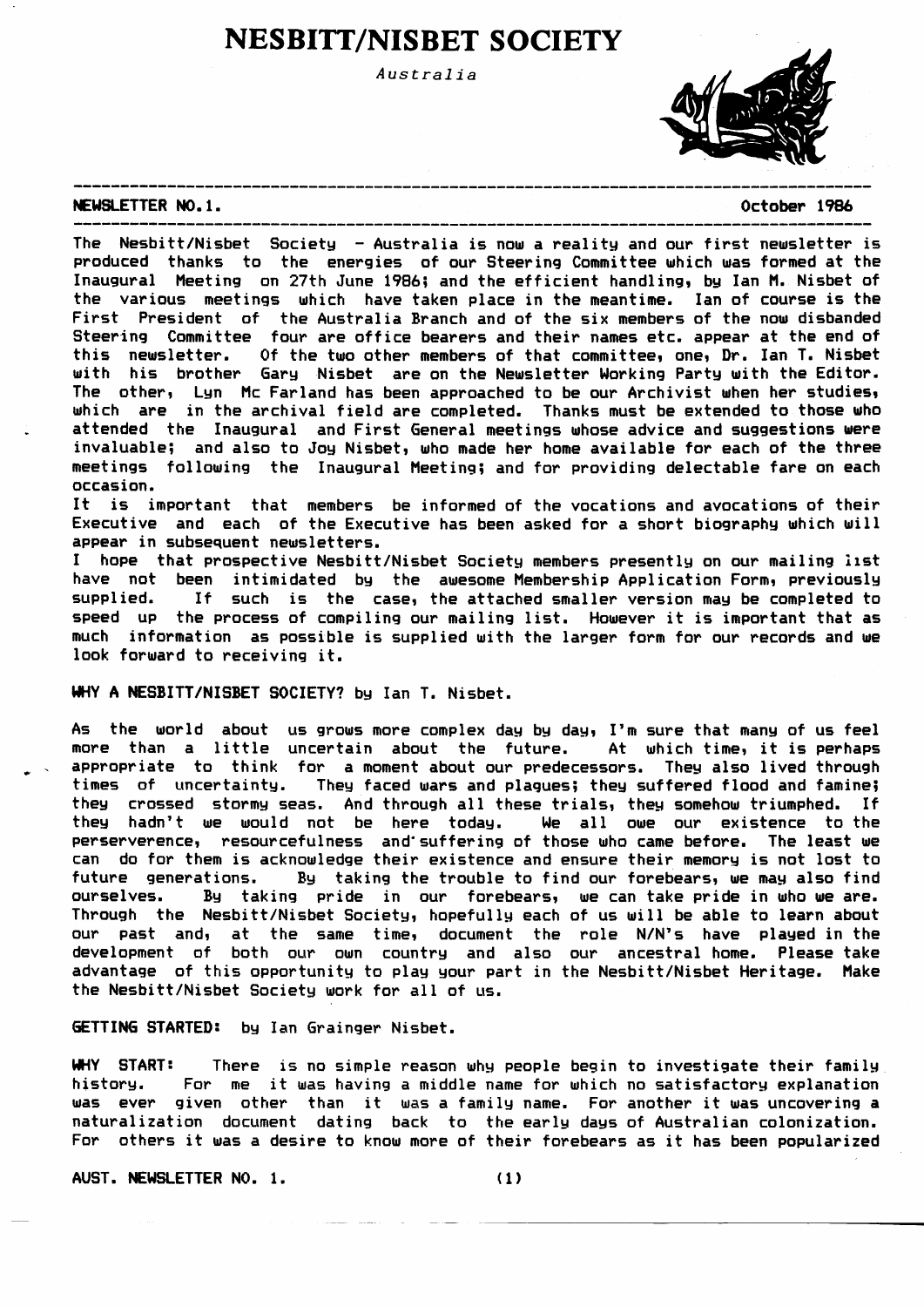# NESBITT/NISBET SOCIETY

*Australia*

**NEWSLETTER NO.1.** **October 1986**

The Nesbitt/Nisbet Society - Australia is now a reality and our first newsletter is produced thanks to the energies of our Steering Committee which was formed at the Inaugural Meeting on 27th June 1986; and the efficient handling, by Ian M. Nisbet of the various meetings which have taken place in the meantime. Ian of course is the First President of the Australia Branch and of the six members of the now disbanded Steering Committee four are office bearers and their names etc. appear at the end of this newsletter. Of the two other members of that committee, one, Dr. Ian T. Nisbet with his brother Gary Nisbet are on the Newsletter Working Party with the Editor. The other, Lyn Mc Farland has been approached to be our Archivist when her studies, which are in the archival field are completed. Thanks must be extended to those who attended the Inaugural and First General meetings whose advice and suggestions were invaluable; and also to Joy Nisbet, who made her home available for each of the three meetings following the Inaugural Meeting; and for providing delectable fare on each occasion.

It is important that members be informed of the vocations and avocations of their Executive and each of the Executive has been asked for a short biography which will appear in subsequent newsletters.

I hope that prospective Nesbitt/Nisbet Society members presently on our mailing list have not been intimidated by the awesome Membership Application Form, previously supplied. If such is the case, the attached smaller version may be completed to speed up the process of compiling our mailing list. However it is important that as much information as possible is supplied with the larger form for our records and we look forward to receiving it.

**WHY A NESBITT/NISBET SOCIETY?** by Ian T. Nisbet.

As the world about us grows more complex day by day, I'm sure that many of us feel more than a little uncertain about the future. At which time, it is perhaps appropriate to think for a moment about our predecessors. They also lived through times of uncertainty. They faced wars and plagues; they suffered flood and famine; they crossed stormy seas. And through all these trials, they somehow triumphed. If they hadn't we would not be here today. We all owe our existence to the perserverence, resourcefulness and suffering of those who came before. The least we can do for them is acknowledge their existence and ensure their memory is not lost to future generations. By taking the trouble to find our forebears, we may also find ourselves. By taking pride in our forebears, we can take pride in who we are. Through the Nesbitt/Nisbet Society, hopefully each of us will be able to learn about our past and, at the same time, document the role N/N's have played in the development of both our own country and also our ancestral home. Please take advantage of this opportunity to play your part in the Nesbitt/Nisbet Heritage. Make the Nesbitt/Nisbet Society work for all of us.

**GETTING STARTED:** by Ian Grainger Nisbet.

**WHY START:** There is no simple reason why people begin to investigate their family history. For me it was having a middle name for which no satisfactory explanation was ever given other than it was a family name. For another it was uncovering a naturalization document dating back to the early days of Australian colonization. For others it was a desire to know more of their forebears as it has been popularized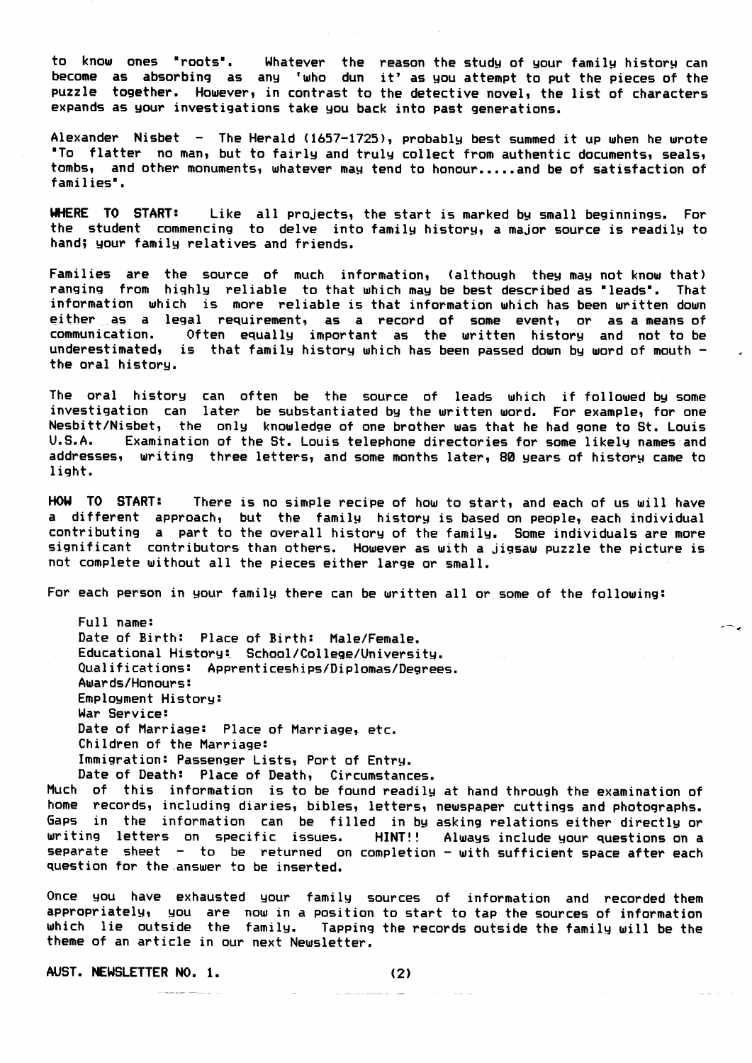to know ones "roots". Whatever the reason the study of your family history can become as absorbing as any 'who dun it' as you attempt to put the pieces of the puzzle together. However, in contrast to the detective novel, the list of characters expands as your investigations take you back into past generations.

Alexander Nisbet - The Herald (1657-1725), probably best summed it up when he wrote "To flatter no man, but to fairly and truly collect from authentic documents, seals, tombs, and other monuments, whatever may tend to honour.....and be of satisfaction of families".

**WHERE TO START:** Like all projects, the start is marked by small beginnings. For the student commencing to delve into family history, a major source is readily to hand; your family relatives and friends.

Families are the source of much information, (although they may not know that) ranging from highly reliable to that which may be best described as "leads". That information which is more reliable is that information which has been written down either as a legal requirement, as a record of some event, or as a means of communication. Often equally important as the written history and not to be underestimated, is that family history which has been passed down by word of mouth - the oral history.

The oral history can often be the source of leads which if followed by some investigation can later be substantiated by the written word. For example, for one Nesbitt/Nisbet, the only knowledge of one brother was that he had gone to St. Louis U.S.A. Examination of the St. Louis telephone directories for some likely names and addresses, writing three letters, and some months later, 80 years of history came to light.

**HOW TO START:** There is no simple recipe of how to start, and each of us will have a different approach, but the family history is based on people, each individual contributing a part to the overall history of the family. Some individuals are more significant contributors than others. However as with a jigsaw puzzle the picture is not complete without all the pieces either large or small.

For each person in your family there can be written all or some of the following:

Full name:  
Date of Birth: Place of Birth: Male/Female.  
Educational History: School/College/University.  
Qualifications: Apprenticeships/Diplomas/Degrees.  
Awards/Honours:  
Employment History:  
War Service:  
Date of Marriage: Place of Marriage, etc.  
Children of the Marriage:  
Immigration: Passenger Lists, Port of Entry.  
Date of Death: Place of Death, Circumstances.

Much of this information is to be found readily at hand through the examination of home records, including diaries, bibles, letters, newspaper cuttings and photographs. Gaps in the information can be filled in by asking relations either directly or writing letters on specific issues. HINT!! Always include your questions on a separate sheet - to be returned on completion - with sufficient space after each question for the answer to be inserted.

Once you have exhausted your family sources of information and recorded them appropriately, you are now in a position to start to tap the sources of information which lie outside the family. Tapping the records outside the family will be the theme of an article in our next Newsletter.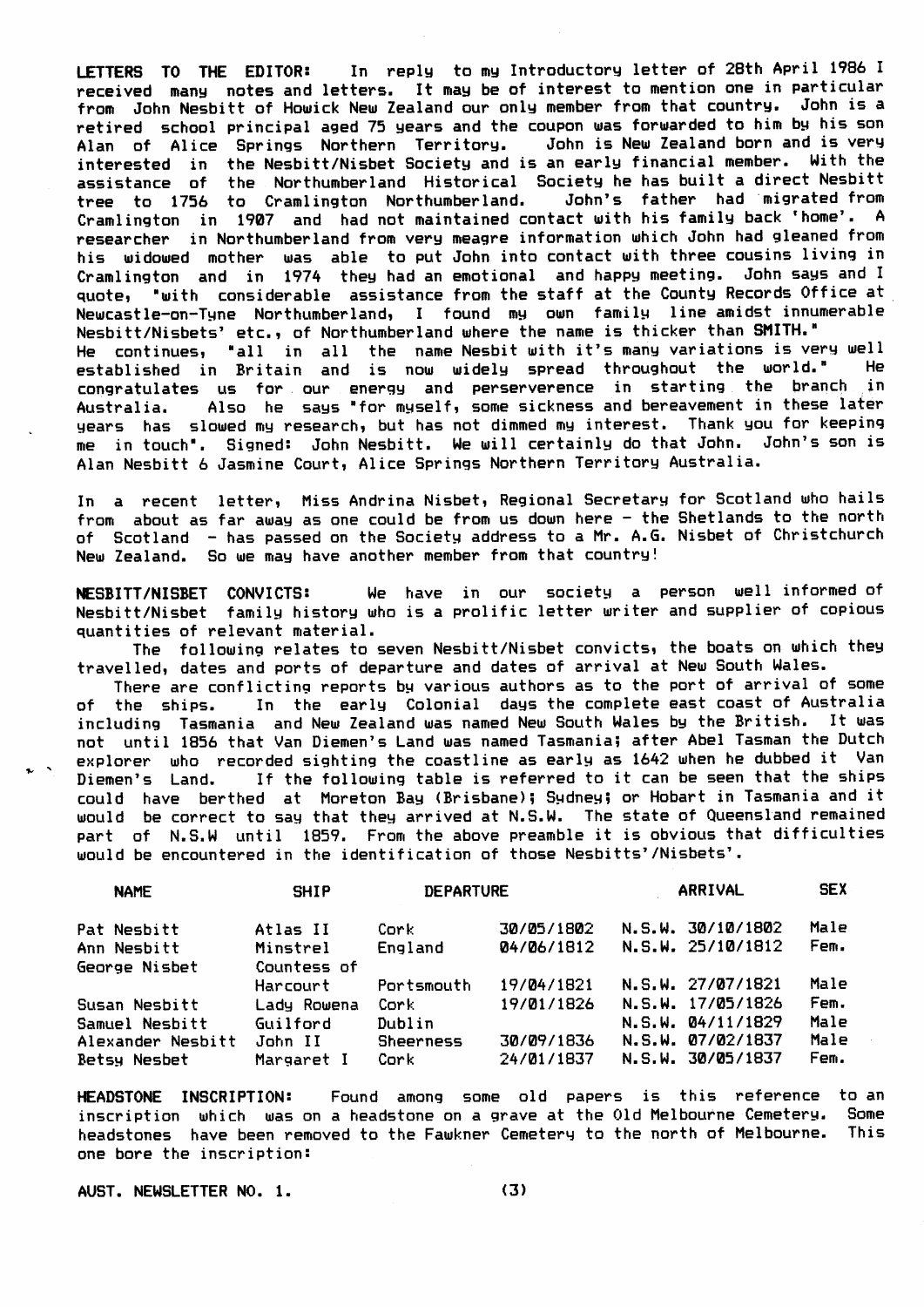**LETTERS TO THE EDITOR:** In reply to my Introductory letter of 28th April 1986 I received many notes and letters. It may be of interest to mention one in particular from John Nesbitt of Howick New Zealand our only member from that country. John is a retired school principal aged 75 years and the coupon was forwarded to him by his son Alan of Alice Springs Northern Territory. John is New Zealand born and is very interested in the Nesbitt/Nisbet Society and is an early financial member. With the assistance of the Northumberland Historical Society he has built a direct Nesbitt tree to 1756 to Cramlington Northumberland. John's father had migrated from Cramlington in 1907 and had not maintained contact with his family back 'home'. A researcher in Northumberland from very meagre information which John had gleaned from his widowed mother was able to put John into contact with three cousins living in Cramlington and in 1974 they had an emotional and happy meeting. John says and I quote, "with considerable assistance from the staff at the County Records Office at Newcastle-on-Tyne Northumberland, I found my own family line amidst innumerable Nesbitt/Nisbets' etc., of Northumberland where the name is thicker than **SMITH.**"
He continues, "all in all the name Nesbit with it's many variations is very well established in Britain and is now widely spread throughout the world." He congratulates us for our energy and perserverence in starting the branch in Australia. Also he says "for myself, some sickness and bereavement in these later years has slowed my research, but has not dimmed my interest. Thank you for keeping me in touch". Signed: John Nesbitt. We will certainly do that John. John's son is Alan Nesbitt 6 Jasmine Court, Alice Springs Northern Territory Australia.

In a recent letter, Miss Andrina Nisbet, Regional Secretary for Scotland who hails from about as far away as one could be from us down here - the Shetlands to the north of Scotland - has passed on the Society address to a Mr. A.G. Nisbet of Christchurch New Zealand. So we may have another member from that country!

**NESBITT/NISBET CONVICTS:** We have in our society a person well informed of Nesbitt/Nisbet family history who is a prolific letter writer and supplier of copious quantities of relevant material.

The following relates to seven Nesbitt/Nisbet convicts, the boats on which they travelled, dates and ports of departure and dates of arrival at New South Wales.

There are conflicting reports by various authors as to the port of arrival of some of the ships. In the early Colonial days the complete east coast of Australia including Tasmania and New Zealand was named New South Wales by the British. It was not until 1856 that Van Diemen's Land was named Tasmania; after Abel Tasman the Dutch explorer who recorded sighting the coastline as early as 1642 when he dubbed it Van Diemen's Land. If the following table is referred to it can be seen that the ships could have berthed at Moreton Bay (Brisbane); Sydney; or Hobart in Tasmania and it would be correct to say that they arrived at N.S.W. The state of Queensland remained part of N.S.W until 1859. From the above preamble it is obvious that difficulties would be encountered in the identification of those Nesbitts'/Nisbets'.

| NAME | SHIP | DEPARTURE | | ARRIVAL | SEX |
|---|---|---|---|---|---|
| Pat Nesbitt | Atlas II | Cork | 30/05/1802 | N.S.W. 30/10/1802 | Male |
| Ann Nesbitt | Minstrel | England | 04/06/1812 | N.S.W. 25/10/1812 | Fem. |
| George Nisbet | Countess of Harcourt | Portsmouth | 19/04/1821 | N.S.W. 27/07/1821 | Male |
| Susan Nesbitt | Lady Rowena | Cork | 19/01/1826 | N.S.W. 17/05/1826 | Fem. |
| Samuel Nesbitt | Guilford | Dublin | | N.S.W. 04/11/1829 | Male |
| Alexander Nesbitt | John II | Sheerness | 30/09/1836 | N.S.W. 07/02/1837 | Male |
| Betsy Nesbet | Margaret I | Cork | 24/01/1837 | N.S.W. 30/05/1837 | Fem. |

**HEADSTONE INSCRIPTION:** Found among some old papers is this reference to an inscription which was on a headstone on a grave at the Old Melbourne Cemetery. Some headstones have been removed to the Fawkner Cemetery to the north of Melbourne. This one bore the inscription: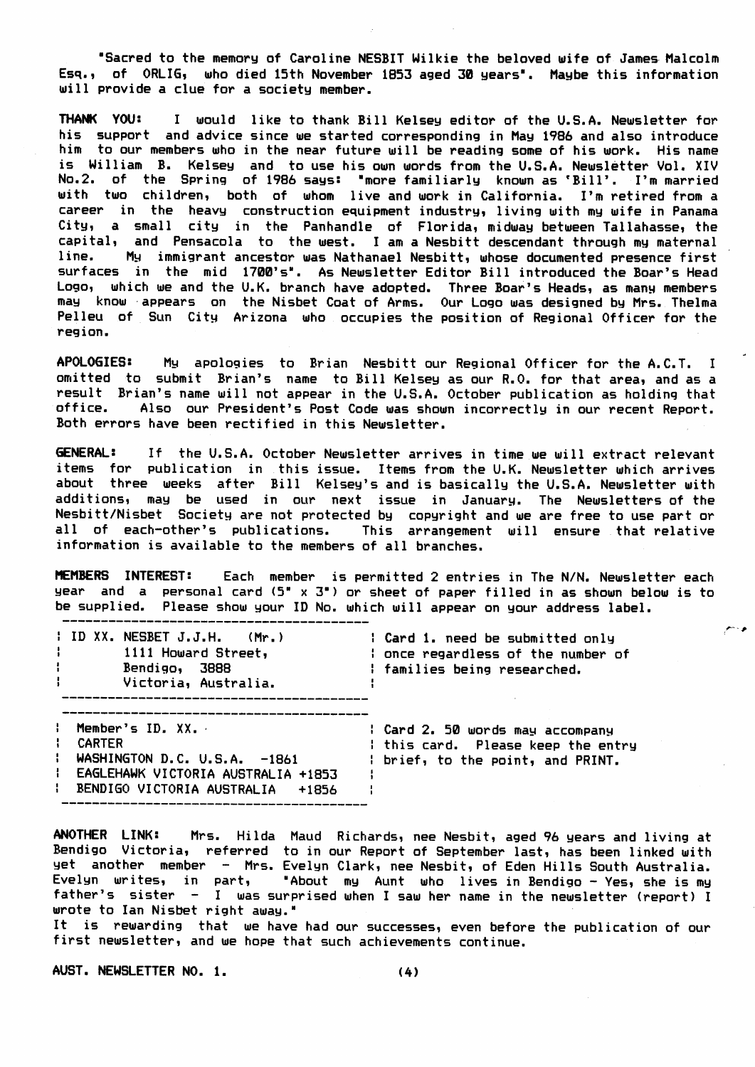"Sacred to the memory of Caroline NESBIT Wilkie the beloved wife of James Malcolm Esq., of ORLIG, who died 15th November 1853 aged 30 years". Maybe this information will provide a clue for a society member.

**THANK YOU:** I would like to thank Bill Kelsey editor of the U.S.A. Newsletter for his support and advice since we started corresponding in May 1986 and also introduce him to our members who in the near future will be reading some of his work. His name is William B. Kelsey and to use his own words from the U.S.A. Newsletter Vol. XIV No.2. of the Spring of 1986 says: "more familiarly known as 'Bill'. I'm married with two children, both of whom live and work in California. I'm retired from a career in the heavy construction equipment industry, living with my wife in Panama City, a small city in the Panhandle of Florida, midway between Tallahasse, the capital, and Pensacola to the west. I am a Nesbitt descendant through my maternal line. My immigrant ancestor was Nathanael Nesbitt, whose documented presence first surfaces in the mid 1700's". As Newsletter Editor Bill introduced the Boar's Head Logo, which we and the U.K. branch have adopted. Three Boar's Heads, as many members may know appears on the Nisbet Coat of Arms. Our Logo was designed by Mrs. Thelma Pelleu of Sun City Arizona who occupies the position of Regional Officer for the region.

**APOLOGIES:** My apologies to Brian Nesbitt our Regional Officer for the A.C.T. I omitted to submit Brian's name to Bill Kelsey as our R.O. for that area, and as a result Brian's name will not appear in the U.S.A. October publication as holding that office. Also our President's Post Code was shown incorrectly in our recent Report. Both errors have been rectified in this Newsletter.

**GENERAL:** If the U.S.A. October Newsletter arrives in time we will extract relevant items for publication in this issue. Items from the U.K. Newsletter which arrives about three weeks after Bill Kelsey's and is basically the U.S.A. Newsletter with additions, may be used in our next issue in January. The Newsletters of the Nesbitt/Nisbet Society are not protected by copyright and we are free to use part or all of each-other's publications. This arrangement will ensure that relative information is available to the members of all branches.

**MEMBERS INTEREST:** Each member is permitted 2 entries in The N/N. Newsletter each year and a personal card (5" x 3") or sheet of paper filled in as shown below is to be supplied. Please show your ID No. which will appear on your address label.

```
ID XX. NESBET J.J.H.  (Mr.)
       1111 Howard Street,
       Bendigo, 3888
       Victoria, Australia.
```

Card 1. need be submitted only once regardless of the number of families being researched.

```
Member's ID. XX.
CARTER
WASHINGTON D.C. U.S.A.  -1861
EAGLEHAWK VICTORIA AUSTRALIA +1853
BENDIGO VICTORIA AUSTRALIA   +1856
```

Card 2. 50 words may accompany this card. Please keep the entry brief, to the point, and PRINT.

**ANOTHER LINK:** Mrs. Hilda Maud Richards, nee Nesbit, aged 96 years and living at Bendigo Victoria, referred to in our Report of September last, has been linked with yet another member - Mrs. Evelyn Clark, nee Nesbit, of Eden Hills South Australia. Evelyn writes, in part, "About my Aunt who lives in Bendigo - Yes, she is my father's sister - I was surprised when I saw her name in the newsletter (report) I wrote to Ian Nisbet right away."

It is rewarding that we have had our successes, even before the publication of our first newsletter, and we hope that such achievements continue.

AUST. NEWSLETTER NO. 1.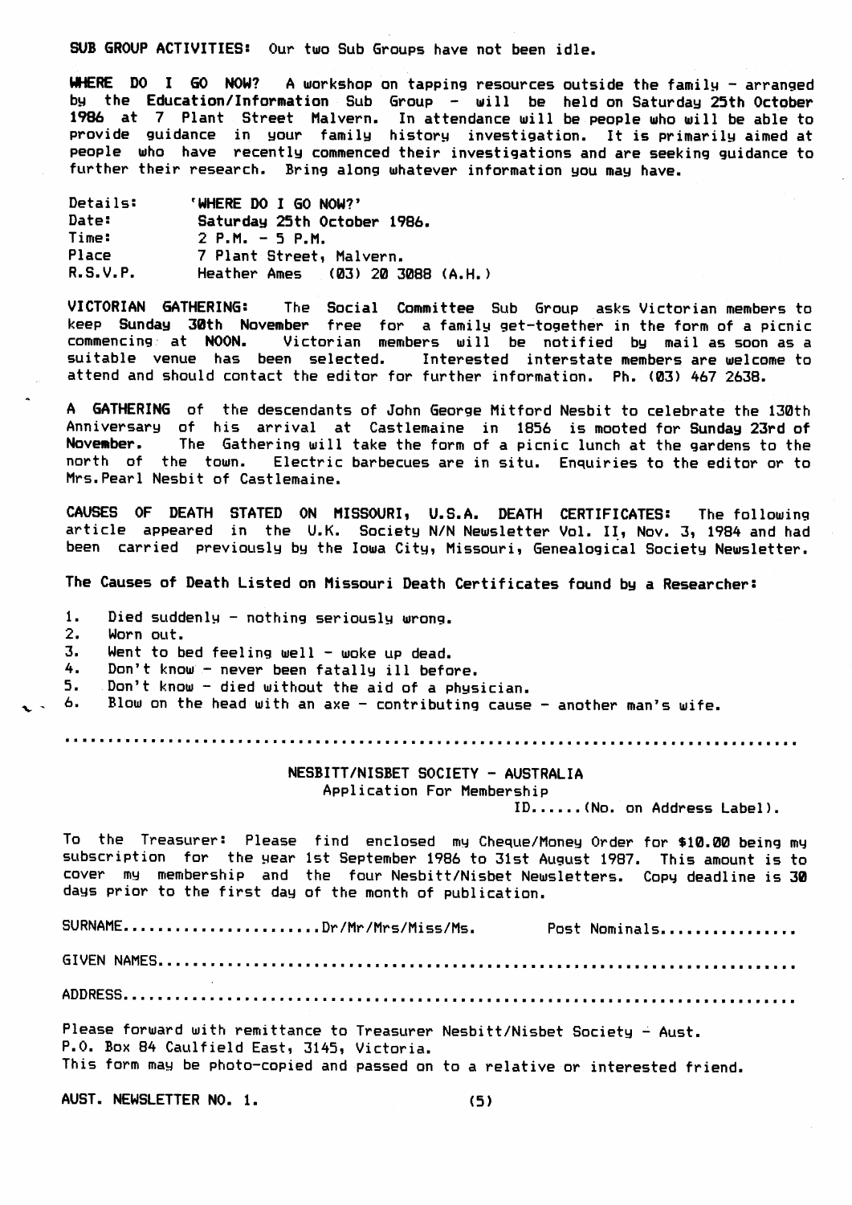**SUB GROUP ACTIVITIES:** Our two Sub Groups have not been idle.

**WHERE DO I GO NOW?** A workshop on tapping resources outside the family - arranged by the **Education/Information** Sub Group - will be held on **Saturday 25th October 1986** at 7 Plant Street Malvern. In attendance will be people who will be able to provide guidance in your family history investigation. It is primarily aimed at people who have recently commenced their investigations and are seeking guidance to further their research. Bring along whatever information you may have.

| | |
|---|---|
| Details: | **'WHERE DO I GO NOW?'** |
| Date: | **Saturday 25th October 1986.** |
| Time: | 2 P.M. - 5 P.M. |
| Place | 7 Plant Street, Malvern. |
| R.S.V.P. | Heather Ames (03) 20 3088 (A.H.) |

**VICTORIAN GATHERING:** The **Social Committee** Sub Group asks Victorian members to keep **Sunday 30th November** free for a family get-together in the form of a picnic commencing at **NOON.** Victorian members will be notified by mail as soon as a suitable venue has been selected. Interested interstate members are welcome to attend and should contact the editor for further information. Ph. (03) 467 2638.

**A GATHERING** of the descendants of John George Mitford Nesbit to celebrate the 130th Anniversary of his arrival at Castlemaine in 1856 is mooted for **Sunday 23rd of November.** The Gathering will take the form of a picnic lunch at the gardens to the north of the town. Electric barbecues are in situ. Enquiries to the editor or to Mrs. Pearl Nesbit of Castlemaine.

**CAUSES OF DEATH STATED ON MISSOURI, U.S.A. DEATH CERTIFICATES:** The following article appeared in the U.K. Society N/N Newsletter Vol. II, Nov. 3, 1984 and had been carried previously by the Iowa City, Missouri, Genealogical Society Newsletter.

**The Causes of Death Listed on Missouri Death Certificates found by a Researcher:**

1. Died suddenly - nothing seriously wrong.
2. Worn out.
3. Went to bed feeling well - woke up dead.
4. Don't know - never been fatally ill before.
5. Don't know - died without the aid of a physician.
6. Blow on the head with an axe - contributing cause - another man's wife.

.................................................................................

**NESBITT/NISBET SOCIETY - AUSTRALIA**

Application For Membership

ID......(No. on Address Label).

To the Treasurer: Please find enclosed my Cheque/Money Order for **$10.00** being my subscription for the year 1st September 1986 to 31st August 1987. This amount is to cover my membership and the four Nesbitt/Nisbet Newsletters. Copy deadline is **30** days prior to the first day of the month of publication.

SURNAME......................Dr/Mr/Mrs/Miss/Ms. Post Nominals...............

GIVEN NAMES.....................................................................

ADDRESS.........................................................................

Please forward with remittance to Treasurer Nesbitt/Nisbet Society - Aust.
P.O. Box 84 Caulfield East, 3145, Victoria.
This form may be photo-copied and passed on to a relative or interested friend.

**AUST. NEWSLETTER NO. 1.**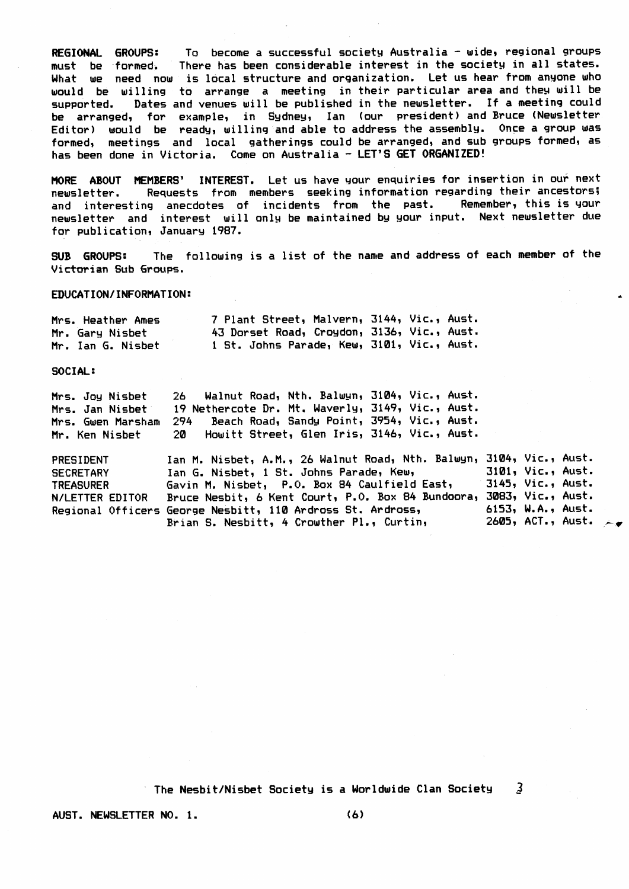**REGIONAL GROUPS:** To become a successful society Australia - wide, regional groups must be formed. There has been considerable interest in the society in all states. What we need now is local structure and organization. Let us hear from anyone who would be willing to arrange a meeting in their particular area and they will be supported. Dates and venues will be published in the newsletter. If a meeting could be arranged, for example, in Sydney, Ian (our president) and Bruce (Newsletter Editor) would be ready, willing and able to address the assembly. Once a group was formed, meetings and local gatherings could be arranged, and sub groups formed, as has been done in Victoria. Come on Australia - **LET'S GET ORGANIZED!**

**MORE ABOUT MEMBERS' INTEREST.** Let us have your enquiries for insertion in our next newsletter. Requests from members seeking information regarding their ancestors; and interesting anecdotes of incidents from the past. Remember, this is your newsletter and interest will only be maintained by your input. Next newsletter due for publication, January 1987.

**SUB GROUPS:** The following is a list of the name and address of each member of the Victorian Sub Groups.

**EDUCATION/INFORMATION:**

| | |
|---|---|
| Mrs. Heather Ames | 7 Plant Street, Malvern, 3144, Vic., Aust. |
| Mr. Gary Nisbet | 43 Dorset Road, Croydon, 3136, Vic., Aust. |
| Mr. Ian G. Nisbet | 1 St. Johns Parade, Kew, 3101, Vic., Aust. |

**SOCIAL:**

| | |
|---|---|
| Mrs. Joy Nisbet | 26 Walnut Road, Nth. Balwyn, 3104, Vic., Aust. |
| Mrs. Jan Nisbet | 19 Nethercote Dr. Mt. Waverly, 3149, Vic., Aust. |
| Mrs. Gwen Marsham | 294 Beach Road, Sandy Point, 3954, Vic., Aust. |
| Mr. Ken Nisbet | 20 Howitt Street, Glen Iris, 3146, Vic., Aust. |

| | | |
|---|---|---|
| PRESIDENT | Ian M. Nisbet, A.M., 26 Walnut Road, Nth. Balwyn, | 3104, Vic., Aust. |
| SECRETARY | Ian G. Nisbet, 1 St. Johns Parade, Kew, | 3101, Vic., Aust. |
| TREASURER | Gavin M. Nisbet, P.O. Box 84 Caulfield East, | 3145, Vic., Aust. |
| N/LETTER EDITOR | Bruce Nesbit, 6 Kent Court, P.O. Box 84 Bundoora, | 3083, Vic., Aust. |
| Regional Officers | George Nesbitt, 110 Ardross St. Ardross, | 6153, W.A., Aust. |
| | Brian S. Nesbitt, 4 Crowther Pl., Curtin, | 2605, ACT., Aust. |

The Nesbit/Nisbet Society is a Worldwide Clan Society

AUST. NEWSLETTER NO. 1.